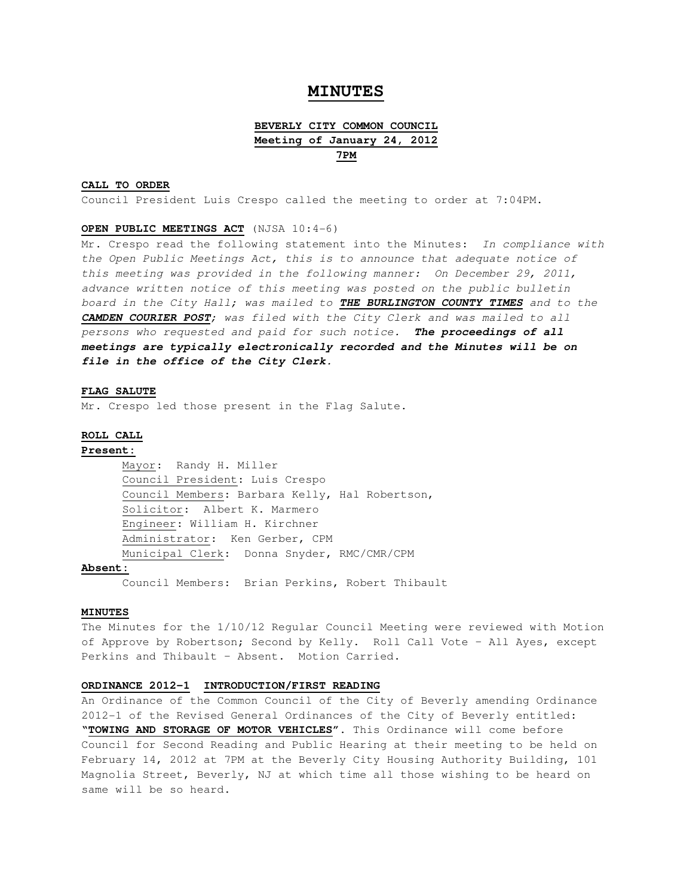// MINUTES

## BEVERLY CITY COMMON COUNCIL
## Meeting of January 24, 2012
## 7PM

**CALL TO ORDER**

Council President Luis Crespo called the meeting to order at 7:04PM.

**OPEN PUBLIC MEETINGS ACT** (NJSA 10:4-6)

Mr. Crespo read the following statement into the Minutes: *In compliance with the Open Public Meetings Act, this is to announce that adequate notice of this meeting was provided in the following manner: On December 29, 2011, advance written notice of this meeting was posted on the public bulletin board in the City Hall; was mailed to **THE BURLINGTON COUNTY TIMES** and to the **CAMDEN COURIER POST**; was filed with the City Clerk and was mailed to all persons who requested and paid for such notice. **The proceedings of all meetings are typically electronically recorded and the Minutes will be on file in the office of the City Clerk.***

**FLAG SALUTE**

Mr. Crespo led those present in the Flag Salute.

**ROLL CALL**

**Present:**

Mayor: Randy H. Miller
Council President: Luis Crespo
Council Members: Barbara Kelly, Hal Robertson,
Solicitor: Albert K. Marmero
Engineer: William H. Kirchner
Administrator: Ken Gerber, CPM
Municipal Clerk: Donna Snyder, RMC/CMR/CPM

**Absent:**

Council Members: Brian Perkins, Robert Thibault

**MINUTES**

The Minutes for the 1/10/12 Regular Council Meeting were reviewed with Motion of Approve by Robertson; Second by Kelly. Roll Call Vote – All Ayes, except Perkins and Thibault – Absent. Motion Carried.

**ORDINANCE 2012-1 INTRODUCTION/FIRST READING**

An Ordinance of the Common Council of the City of Beverly amending Ordinance 2012-1 of the Revised General Ordinances of the City of Beverly entitled: **"TOWING AND STORAGE OF MOTOR VEHICLES"**. This Ordinance will come before Council for Second Reading and Public Hearing at their meeting to be held on February 14, 2012 at 7PM at the Beverly City Housing Authority Building, 101 Magnolia Street, Beverly, NJ at which time all those wishing to be heard on same will be so heard.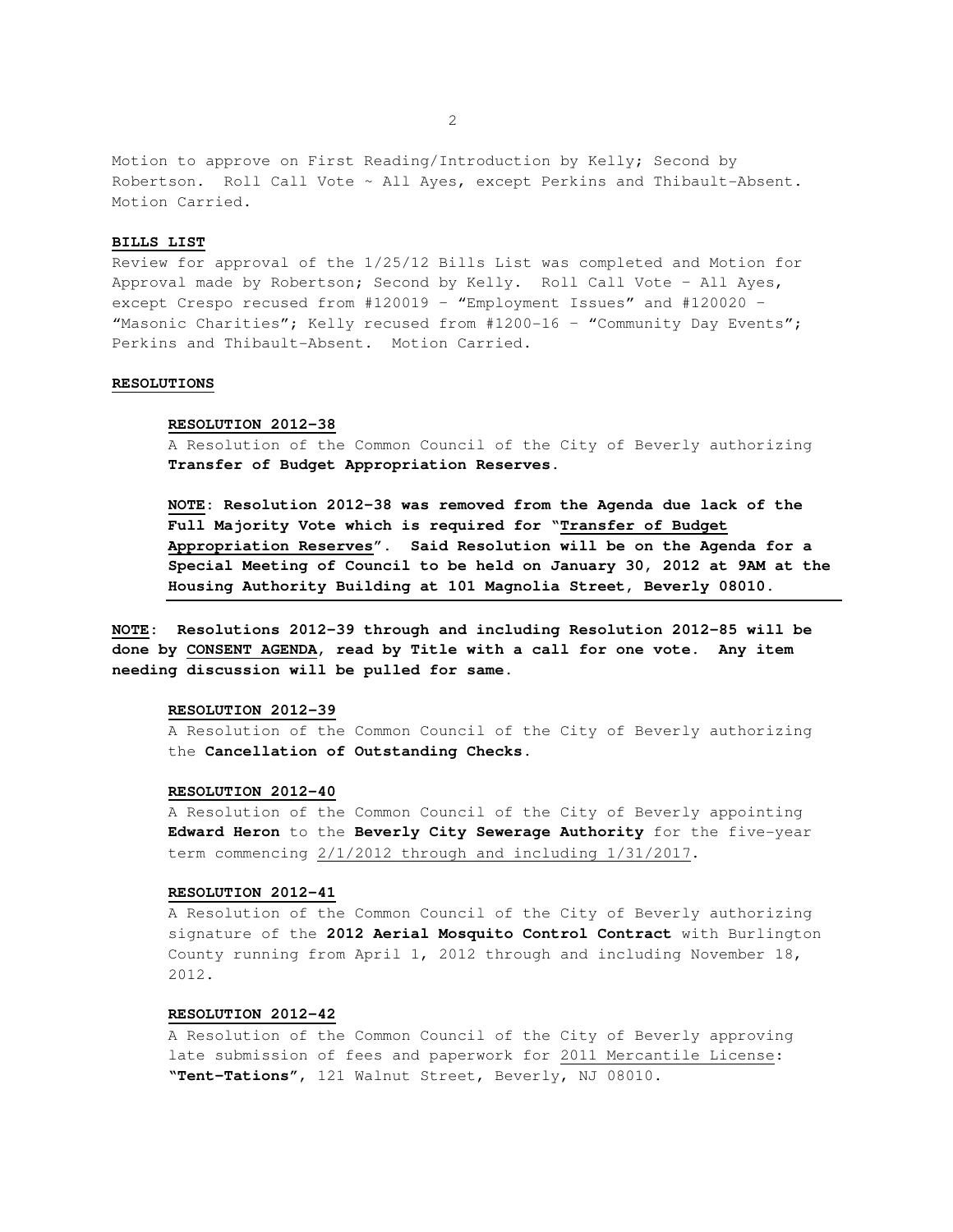Motion to approve on First Reading/Introduction by Kelly; Second by Robertson. Roll Call Vote ~ All Ayes, except Perkins and Thibault-Absent. Motion Carried.

**BILLS LIST**

Review for approval of the 1/25/12 Bills List was completed and Motion for Approval made by Robertson; Second by Kelly. Roll Call Vote – All Ayes, except Crespo recused from #120019 – "Employment Issues" and #120020 – "Masonic Charities"; Kelly recused from #1200-16 – "Community Day Events"; Perkins and Thibault-Absent. Motion Carried.

**RESOLUTIONS**

**RESOLUTION 2012-38**

A Resolution of the Common Council of the City of Beverly authorizing **Transfer of Budget Appropriation Reserves.**

**NOTE: Resolution 2012-38 was removed from the Agenda due lack of the Full Majority Vote which is required for "Transfer of Budget Appropriation Reserves". Said Resolution will be on the Agenda for a Special Meeting of Council to be held on January 30, 2012 at 9AM at the Housing Authority Building at 101 Magnolia Street, Beverly 08010.**

**NOTE: Resolutions 2012-39 through and including Resolution 2012-85 will be done by CONSENT AGENDA, read by Title with a call for one vote. Any item needing discussion will be pulled for same.**

**RESOLUTION 2012-39**

A Resolution of the Common Council of the City of Beverly authorizing the **Cancellation of Outstanding Checks**.

**RESOLUTION 2012-40**

A Resolution of the Common Council of the City of Beverly appointing **Edward Heron** to the **Beverly City Sewerage Authority** for the five-year term commencing 2/1/2012 through and including 1/31/2017.

**RESOLUTION 2012-41**

A Resolution of the Common Council of the City of Beverly authorizing signature of the **2012 Aerial Mosquito Control Contract** with Burlington County running from April 1, 2012 through and including November 18, 2012.

**RESOLUTION 2012-42**

A Resolution of the Common Council of the City of Beverly approving late submission of fees and paperwork for 2011 Mercantile License: **"Tent-Tations"**, 121 Walnut Street, Beverly, NJ 08010.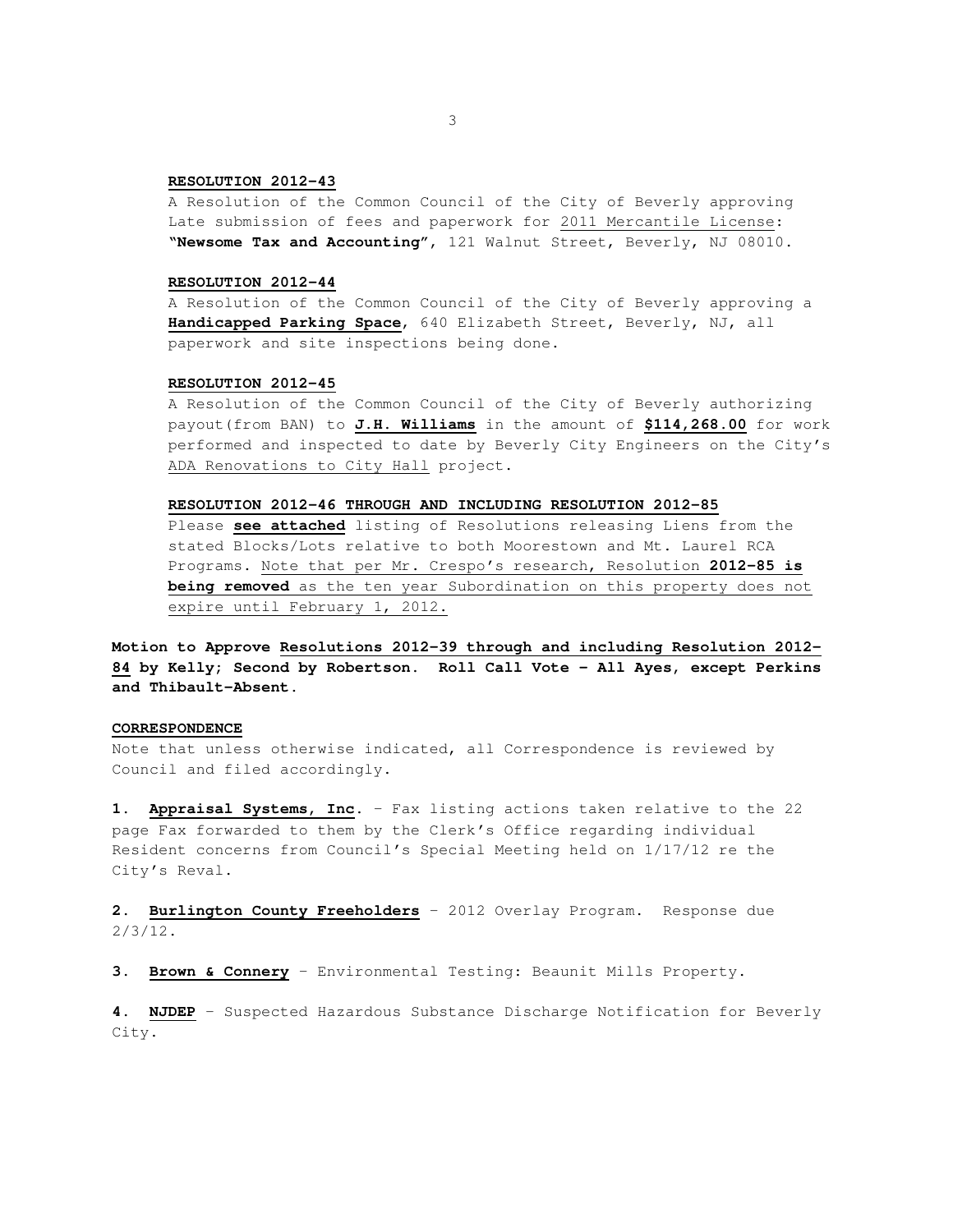**RESOLUTION 2012-43**

A Resolution of the Common Council of the City of Beverly approving Late submission of fees and paperwork for 2011 Mercantile License: **"Newsome Tax and Accounting"**, 121 Walnut Street, Beverly, NJ 08010.

**RESOLUTION 2012-44**

A Resolution of the Common Council of the City of Beverly approving a **Handicapped Parking Space**, 640 Elizabeth Street, Beverly, NJ, all paperwork and site inspections being done.

**RESOLUTION 2012-45**

A Resolution of the Common Council of the City of Beverly authorizing payout(from BAN) to **J.H. Williams** in the amount of **$114,268.00** for work performed and inspected to date by Beverly City Engineers on the City's ADA Renovations to City Hall project.

**RESOLUTION 2012-46 THROUGH AND INCLUDING RESOLUTION 2012-85**

Please **see attached** listing of Resolutions releasing Liens from the stated Blocks/Lots relative to both Moorestown and Mt. Laurel RCA Programs. Note that per Mr. Crespo's research, Resolution **2012-85 is being removed** as the ten year Subordination on this property does not expire until February 1, 2012.

**Motion to Approve Resolutions 2012-39 through and including Resolution 2012-84 by Kelly; Second by Robertson. Roll Call Vote – All Ayes, except Perkins and Thibault-Absent.**

**CORRESPONDENCE**

Note that unless otherwise indicated, all Correspondence is reviewed by Council and filed accordingly.

**1. Appraisal Systems, Inc.** – Fax listing actions taken relative to the 22 page Fax forwarded to them by the Clerk's Office regarding individual Resident concerns from Council's Special Meeting held on 1/17/12 re the City's Reval.

**2. Burlington County Freeholders** – 2012 Overlay Program. Response due 2/3/12.

**3. Brown & Connery** – Environmental Testing: Beaunit Mills Property.

**4. NJDEP** – Suspected Hazardous Substance Discharge Notification for Beverly City.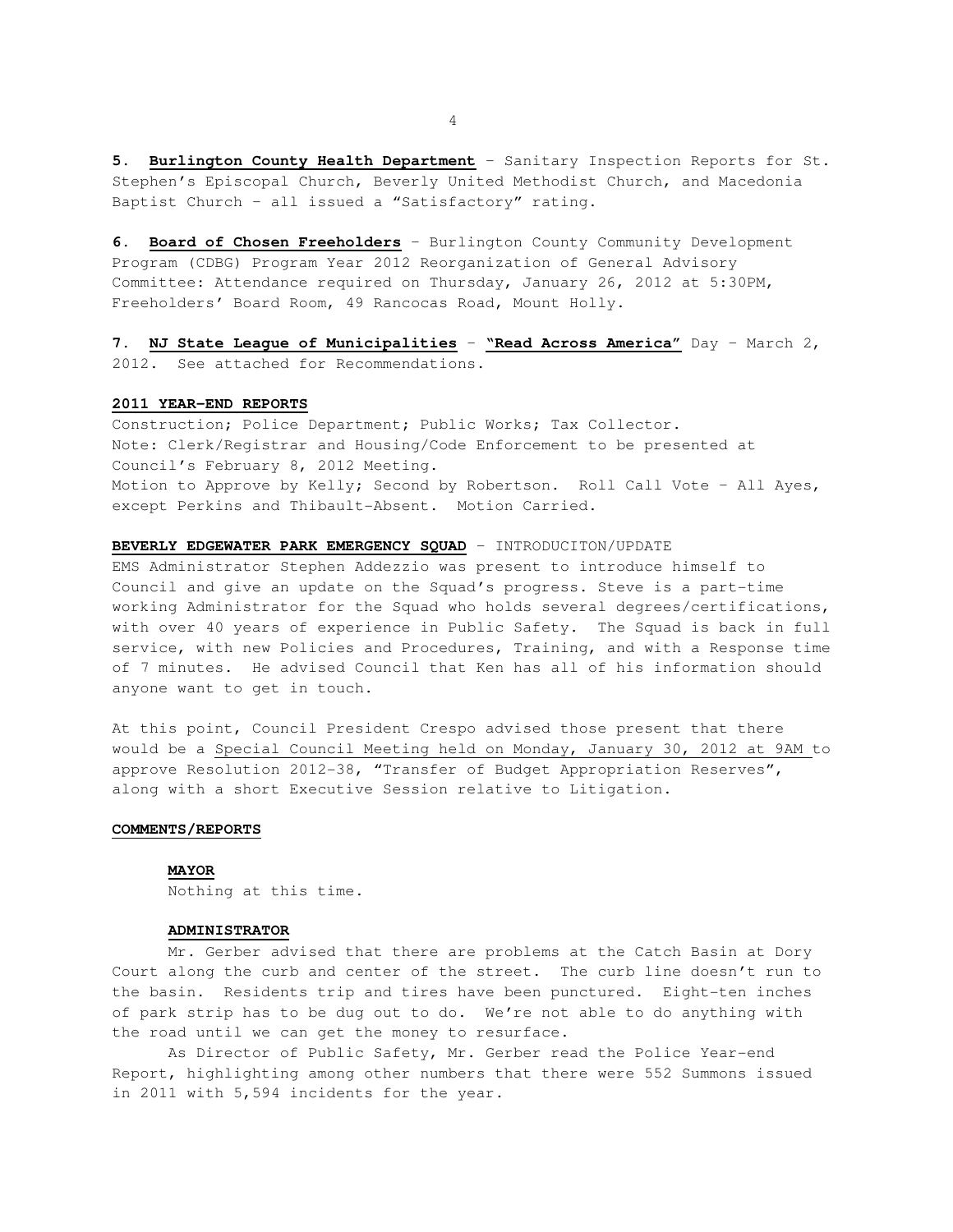**5. Burlington County Health Department** – Sanitary Inspection Reports for St. Stephen's Episcopal Church, Beverly United Methodist Church, and Macedonia Baptist Church – all issued a "Satisfactory" rating.

**6. Board of Chosen Freeholders** – Burlington County Community Development Program (CDBG) Program Year 2012 Reorganization of General Advisory Committee: Attendance required on Thursday, January 26, 2012 at 5:30PM, Freeholders' Board Room, 49 Rancocas Road, Mount Holly.

**7. NJ State League of Municipalities** – **"Read Across America"** Day – March 2, 2012. See attached for Recommendations.

**2011 YEAR-END REPORTS**

Construction; Police Department; Public Works; Tax Collector.
Note: Clerk/Registrar and Housing/Code Enforcement to be presented at Council's February 8, 2012 Meeting.
Motion to Approve by Kelly; Second by Robertson. Roll Call Vote – All Ayes, except Perkins and Thibault-Absent. Motion Carried.

**BEVERLY EDGEWATER PARK EMERGENCY SQUAD** – INTRODUCITON/UPDATE

EMS Administrator Stephen Addezzio was present to introduce himself to Council and give an update on the Squad's progress. Steve is a part-time working Administrator for the Squad who holds several degrees/certifications, with over 40 years of experience in Public Safety. The Squad is back in full service, with new Policies and Procedures, Training, and with a Response time of 7 minutes. He advised Council that Ken has all of his information should anyone want to get in touch.

At this point, Council President Crespo advised those present that there would be a Special Council Meeting held on Monday, January 30, 2012 at 9AM to approve Resolution 2012-38, "Transfer of Budget Appropriation Reserves", along with a short Executive Session relative to Litigation.

**COMMENTS/REPORTS**

**MAYOR**

Nothing at this time.

**ADMINISTRATOR**

Mr. Gerber advised that there are problems at the Catch Basin at Dory Court along the curb and center of the street. The curb line doesn't run to the basin. Residents trip and tires have been punctured. Eight-ten inches of park strip has to be dug out to do. We're not able to do anything with the road until we can get the money to resurface.

As Director of Public Safety, Mr. Gerber read the Police Year-end Report, highlighting among other numbers that there were 552 Summons issued in 2011 with 5,594 incidents for the year.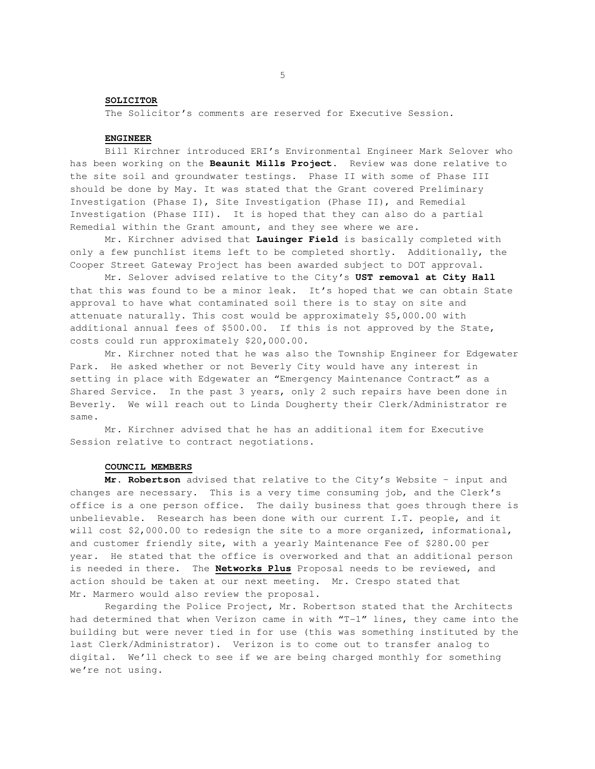**SOLICITOR**

The Solicitor's comments are reserved for Executive Session.

**ENGINEER**

Bill Kirchner introduced ERI's Environmental Engineer Mark Selover who has been working on the **Beaunit Mills Project**. Review was done relative to the site soil and groundwater testings. Phase II with some of Phase III should be done by May. It was stated that the Grant covered Preliminary Investigation (Phase I), Site Investigation (Phase II), and Remedial Investigation (Phase III). It is hoped that they can also do a partial Remedial within the Grant amount, and they see where we are.

Mr. Kirchner advised that **Lauinger Field** is basically completed with only a few punchlist items left to be completed shortly. Additionally, the Cooper Street Gateway Project has been awarded subject to DOT approval.

Mr. Selover advised relative to the City's **UST removal at City Hall** that this was found to be a minor leak. It's hoped that we can obtain State approval to have what contaminated soil there is to stay on site and attenuate naturally. This cost would be approximately $5,000.00 with additional annual fees of $500.00. If this is not approved by the State, costs could run approximately $20,000.00.

Mr. Kirchner noted that he was also the Township Engineer for Edgewater Park. He asked whether or not Beverly City would have any interest in setting in place with Edgewater an "Emergency Maintenance Contract" as a Shared Service. In the past 3 years, only 2 such repairs have been done in Beverly. We will reach out to Linda Dougherty their Clerk/Administrator re same.

Mr. Kirchner advised that he has an additional item for Executive Session relative to contract negotiations.

**COUNCIL MEMBERS**

**Mr. Robertson** advised that relative to the City's Website – input and changes are necessary. This is a very time consuming job, and the Clerk's office is a one person office. The daily business that goes through there is unbelievable. Research has been done with our current I.T. people, and it will cost $2,000.00 to redesign the site to a more organized, informational, and customer friendly site, with a yearly Maintenance Fee of $280.00 per year. He stated that the office is overworked and that an additional person is needed in there. The **Networks Plus** Proposal needs to be reviewed, and action should be taken at our next meeting. Mr. Crespo stated that Mr. Marmero would also review the proposal.

Regarding the Police Project, Mr. Robertson stated that the Architects had determined that when Verizon came in with "T-1" lines, they came into the building but were never tied in for use (this was something instituted by the last Clerk/Administrator). Verizon is to come out to transfer analog to digital. We'll check to see if we are being charged monthly for something we're not using.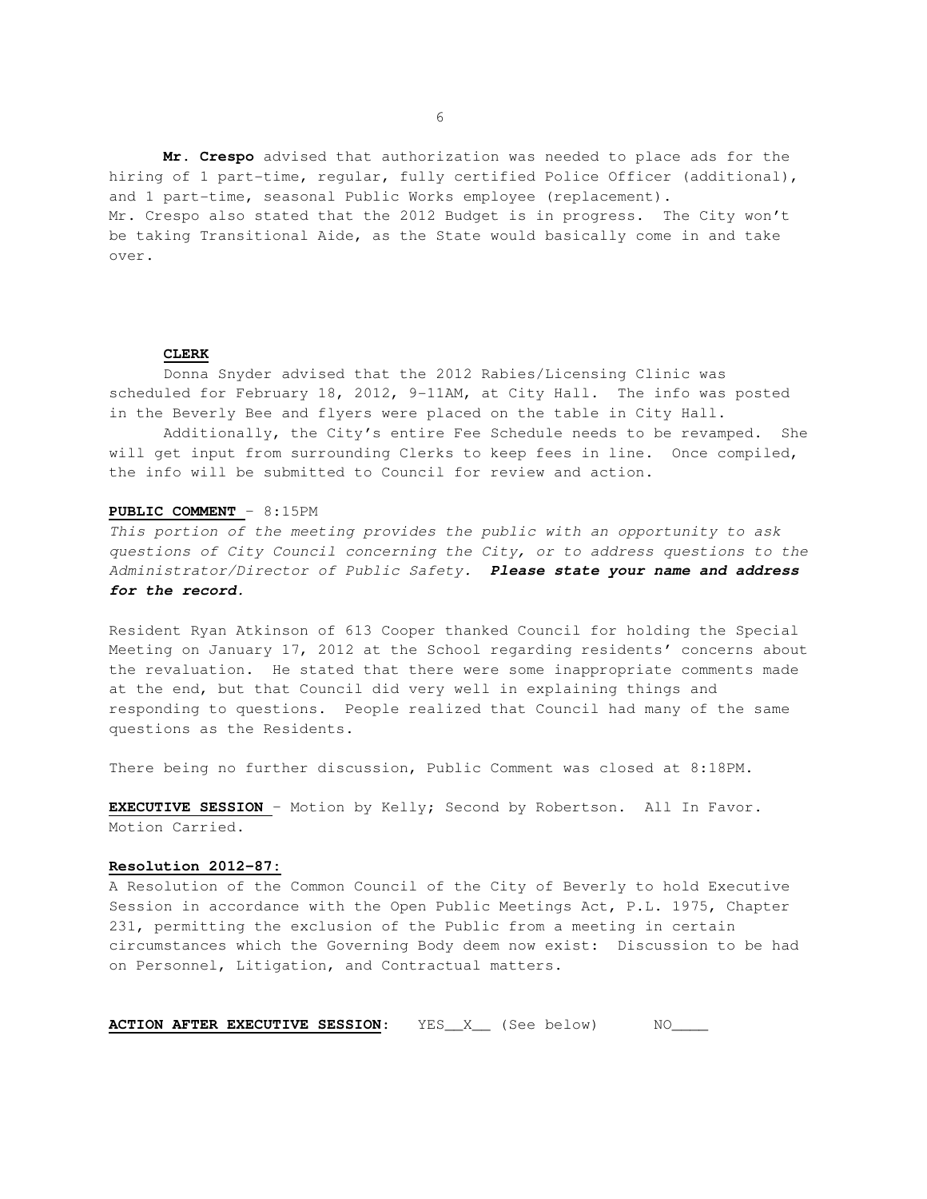**Mr. Crespo** advised that authorization was needed to place ads for the hiring of 1 part-time, regular, fully certified Police Officer (additional), and 1 part-time, seasonal Public Works employee (replacement).
Mr. Crespo also stated that the 2012 Budget is in progress. The City won't be taking Transitional Aide, as the State would basically come in and take over.

**CLERK**

Donna Snyder advised that the 2012 Rabies/Licensing Clinic was scheduled for February 18, 2012, 9-11AM, at City Hall. The info was posted in the Beverly Bee and flyers were placed on the table in City Hall.

Additionally, the City's entire Fee Schedule needs to be revamped. She will get input from surrounding Clerks to keep fees in line. Once compiled, the info will be submitted to Council for review and action.

**PUBLIC COMMENT** – 8:15PM

*This portion of the meeting provides the public with an opportunity to ask questions of City Council concerning the City, or to address questions to the Administrator/Director of Public Safety.* ***Please state your name and address for the record.***

Resident Ryan Atkinson of 613 Cooper thanked Council for holding the Special Meeting on January 17, 2012 at the School regarding residents' concerns about the revaluation. He stated that there were some inappropriate comments made at the end, but that Council did very well in explaining things and responding to questions. People realized that Council had many of the same questions as the Residents.

There being no further discussion, Public Comment was closed at 8:18PM.

**EXECUTIVE SESSION** – Motion by Kelly; Second by Robertson. All In Favor. Motion Carried.

**Resolution 2012-87:**

A Resolution of the Common Council of the City of Beverly to hold Executive Session in accordance with the Open Public Meetings Act, P.L. 1975, Chapter 231, permitting the exclusion of the Public from a meeting in certain circumstances which the Governing Body deem now exist: Discussion to be had on Personnel, Litigation, and Contractual matters.

**ACTION AFTER EXECUTIVE SESSION**: YES__X__ (See below) NO____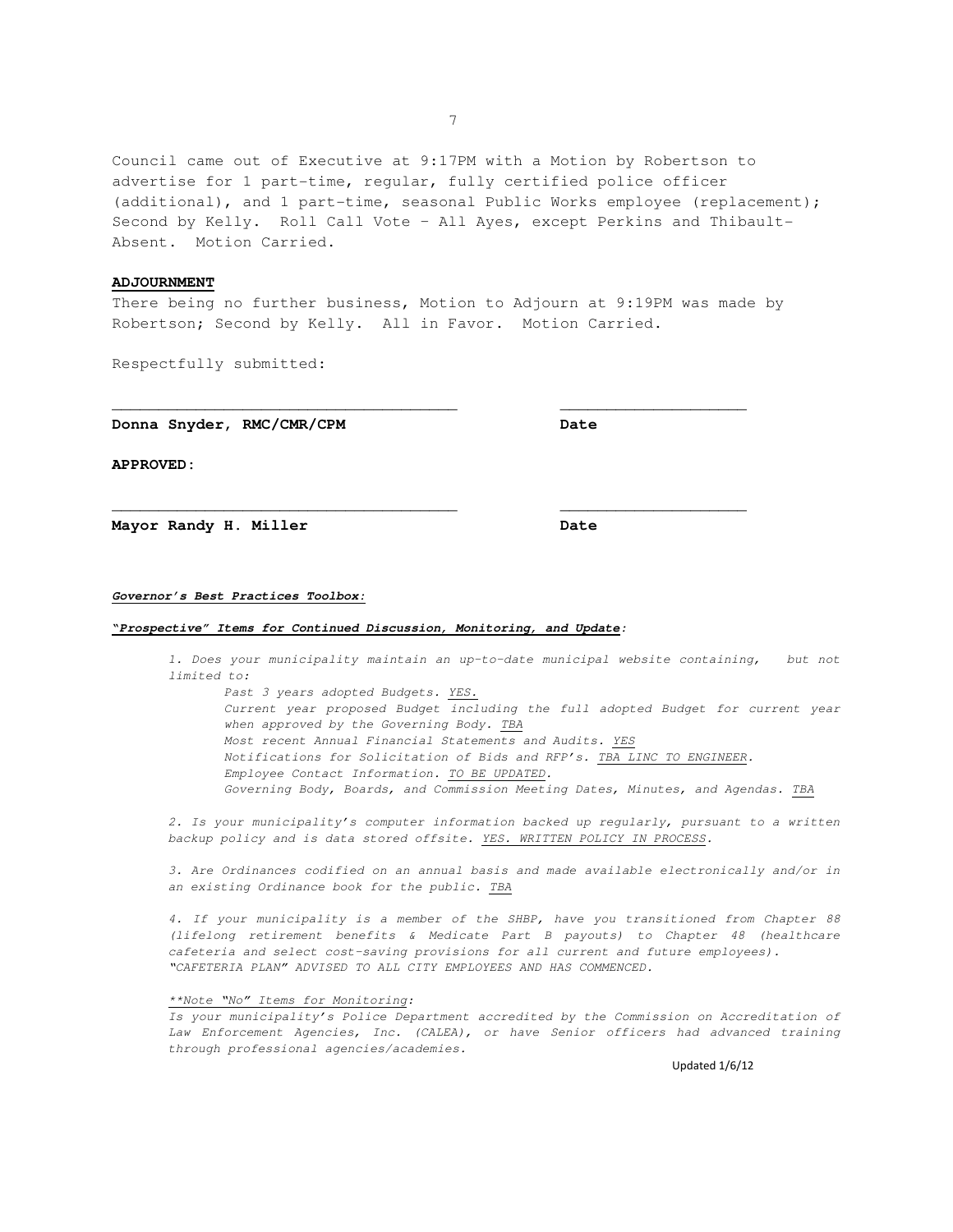Council came out of Executive at 9:17PM with a Motion by Robertson to advertise for 1 part-time, regular, fully certified police officer (additional), and 1 part-time, seasonal Public Works employee (replacement); Second by Kelly. Roll Call Vote – All Ayes, except Perkins and Thibault-Absent. Motion Carried.

**ADJOURNMENT**

There being no further business, Motion to Adjourn at 9:19PM was made by Robertson; Second by Kelly. All in Favor. Motion Carried.

Respectfully submitted:

_____________________________________ ____________________

**Donna Snyder, RMC/CMR/CPM** **Date**

**APPROVED:**

_____________________________________ ____________________

**Mayor Randy H. Miller** **Date**

***Governor's Best Practices Toolbox:***

***"Prospective" Items for Continued Discussion, Monitoring, and Update:***

*1. Does your municipality maintain an up-to-date municipal website containing, but not limited to:*

*Past 3 years adopted Budgets. YES.*
*Current year proposed Budget including the full adopted Budget for current year when approved by the Governing Body. TBA*
*Most recent Annual Financial Statements and Audits. YES*
*Notifications for Solicitation of Bids and RFP's. TBA LINC TO ENGINEER.*
*Employee Contact Information. TO BE UPDATED.*
*Governing Body, Boards, and Commission Meeting Dates, Minutes, and Agendas. TBA*

*2. Is your municipality's computer information backed up regularly, pursuant to a written backup policy and is data stored offsite. YES. WRITTEN POLICY IN PROCESS.*

*3. Are Ordinances codified on an annual basis and made available electronically and/or in an existing Ordinance book for the public. TBA*

*4. If your municipality is a member of the SHBP, have you transitioned from Chapter 88 (lifelong retirement benefits & Medicate Part B payouts) to Chapter 48 (healthcare cafeteria and select cost-saving provisions for all current and future employees). "CAFETERIA PLAN" ADVISED TO ALL CITY EMPLOYEES AND HAS COMMENCED.*

*\*\*Note "No" Items for Monitoring:*
*Is your municipality's Police Department accredited by the Commission on Accreditation of Law Enforcement Agencies, Inc. (CALEA), or have Senior officers had advanced training through professional agencies/academies.*

Updated 1/6/12